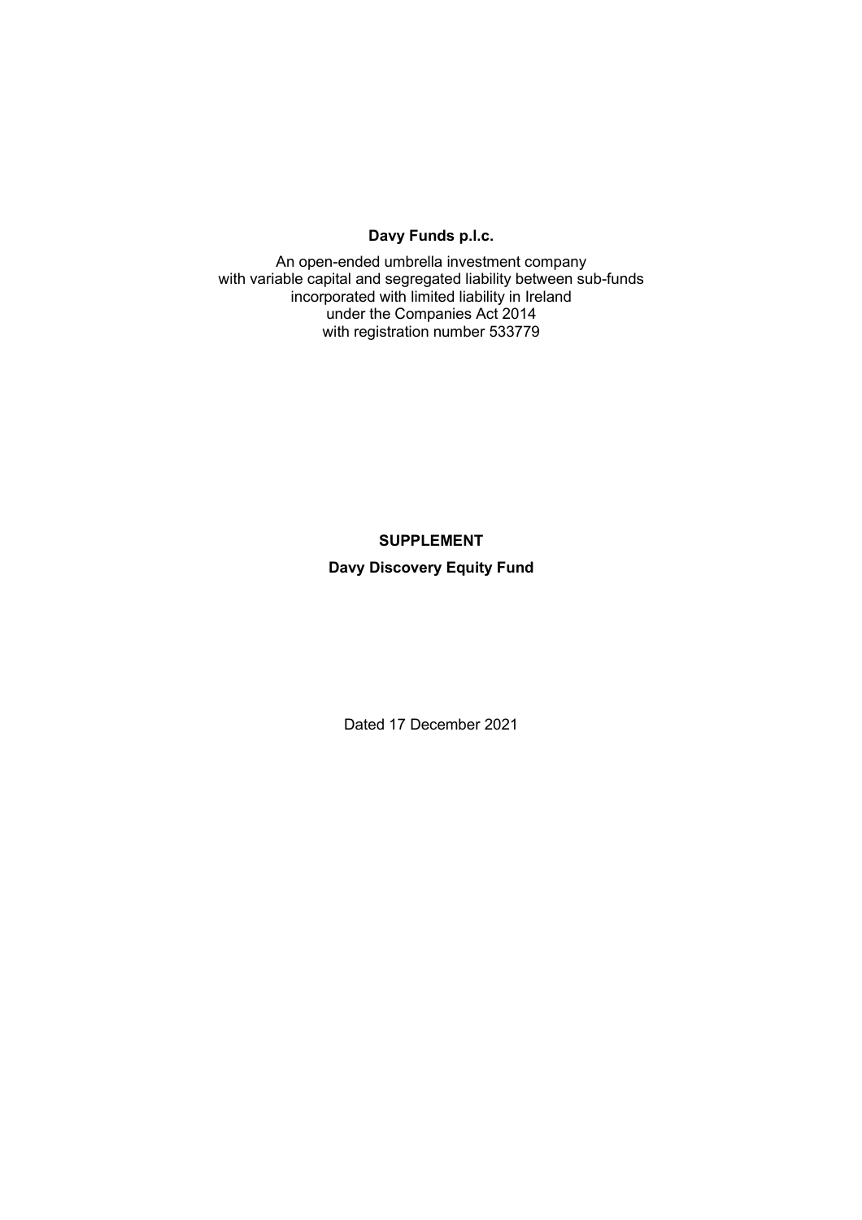**Davy Funds p.l.c.**

An open-ended umbrella investment company
with variable capital and segregated liability between sub-funds
incorporated with limited liability in Ireland
under the Companies Act 2014
with registration number 533779

**SUPPLEMENT**

**Davy Discovery Equity Fund**

Dated 17 December 2021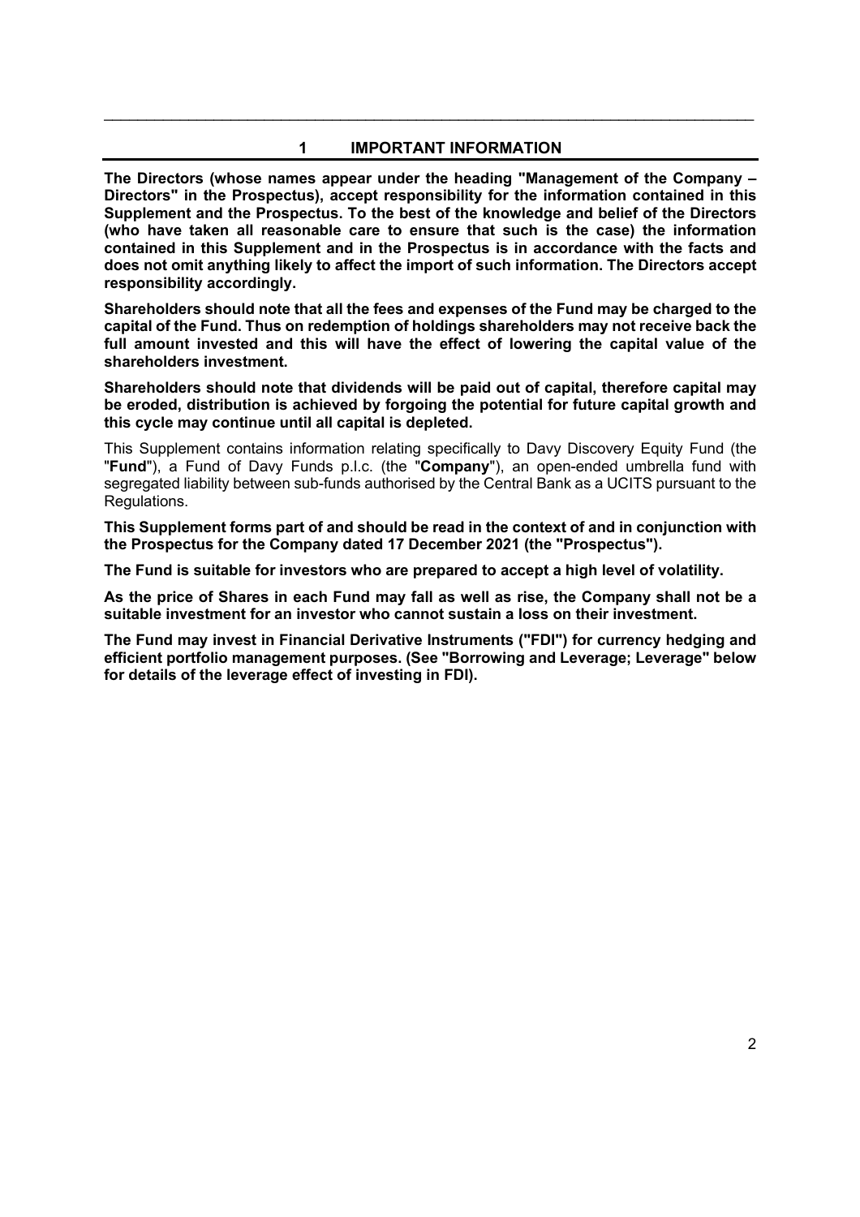# 1 IMPORTANT INFORMATION

**The Directors (whose names appear under the heading "Management of the Company – Directors" in the Prospectus), accept responsibility for the information contained in this Supplement and the Prospectus. To the best of the knowledge and belief of the Directors (who have taken all reasonable care to ensure that such is the case) the information contained in this Supplement and in the Prospectus is in accordance with the facts and does not omit anything likely to affect the import of such information. The Directors accept responsibility accordingly.**

**Shareholders should note that all the fees and expenses of the Fund may be charged to the capital of the Fund. Thus on redemption of holdings shareholders may not receive back the full amount invested and this will have the effect of lowering the capital value of the shareholders investment.**

**Shareholders should note that dividends will be paid out of capital, therefore capital may be eroded, distribution is achieved by forgoing the potential for future capital growth and this cycle may continue until all capital is depleted.**

This Supplement contains information relating specifically to Davy Discovery Equity Fund (the "**Fund**"), a Fund of Davy Funds p.l.c. (the "**Company**"), an open-ended umbrella fund with segregated liability between sub-funds authorised by the Central Bank as a UCITS pursuant to the Regulations.

**This Supplement forms part of and should be read in the context of and in conjunction with the Prospectus for the Company dated 17 December 2021 (the "Prospectus").**

**The Fund is suitable for investors who are prepared to accept a high level of volatility.**

**As the price of Shares in each Fund may fall as well as rise, the Company shall not be a suitable investment for an investor who cannot sustain a loss on their investment.**

**The Fund may invest in Financial Derivative Instruments ("FDI") for currency hedging and efficient portfolio management purposes. (See "Borrowing and Leverage; Leverage" below for details of the leverage effect of investing in FDI).**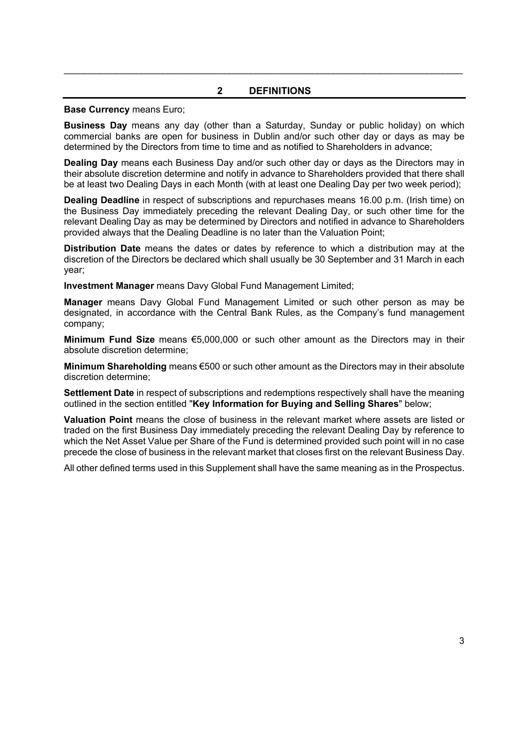## 2 DEFINITIONS

**Base Currency** means Euro;

**Business Day** means any day (other than a Saturday, Sunday or public holiday) on which commercial banks are open for business in Dublin and/or such other day or days as may be determined by the Directors from time to time and as notified to Shareholders in advance;

**Dealing Day** means each Business Day and/or such other day or days as the Directors may in their absolute discretion determine and notify in advance to Shareholders provided that there shall be at least two Dealing Days in each Month (with at least one Dealing Day per two week period);

**Dealing Deadline** in respect of subscriptions and repurchases means 16.00 p.m. (Irish time) on the Business Day immediately preceding the relevant Dealing Day, or such other time for the relevant Dealing Day as may be determined by Directors and notified in advance to Shareholders provided always that the Dealing Deadline is no later than the Valuation Point;

**Distribution Date** means the dates or dates by reference to which a distribution may at the discretion of the Directors be declared which shall usually be 30 September and 31 March in each year;

**Investment Manager** means Davy Global Fund Management Limited;

**Manager** means Davy Global Fund Management Limited or such other person as may be designated, in accordance with the Central Bank Rules, as the Company's fund management company;

**Minimum Fund Size** means €5,000,000 or such other amount as the Directors may in their absolute discretion determine;

**Minimum Shareholding** means €500 or such other amount as the Directors may in their absolute discretion determine;

**Settlement Date** in respect of subscriptions and redemptions respectively shall have the meaning outlined in the section entitled "**Key Information for Buying and Selling Shares**" below;

**Valuation Point** means the close of business in the relevant market where assets are listed or traded on the first Business Day immediately preceding the relevant Dealing Day by reference to which the Net Asset Value per Share of the Fund is determined provided such point will in no case precede the close of business in the relevant market that closes first on the relevant Business Day.

All other defined terms used in this Supplement shall have the same meaning as in the Prospectus.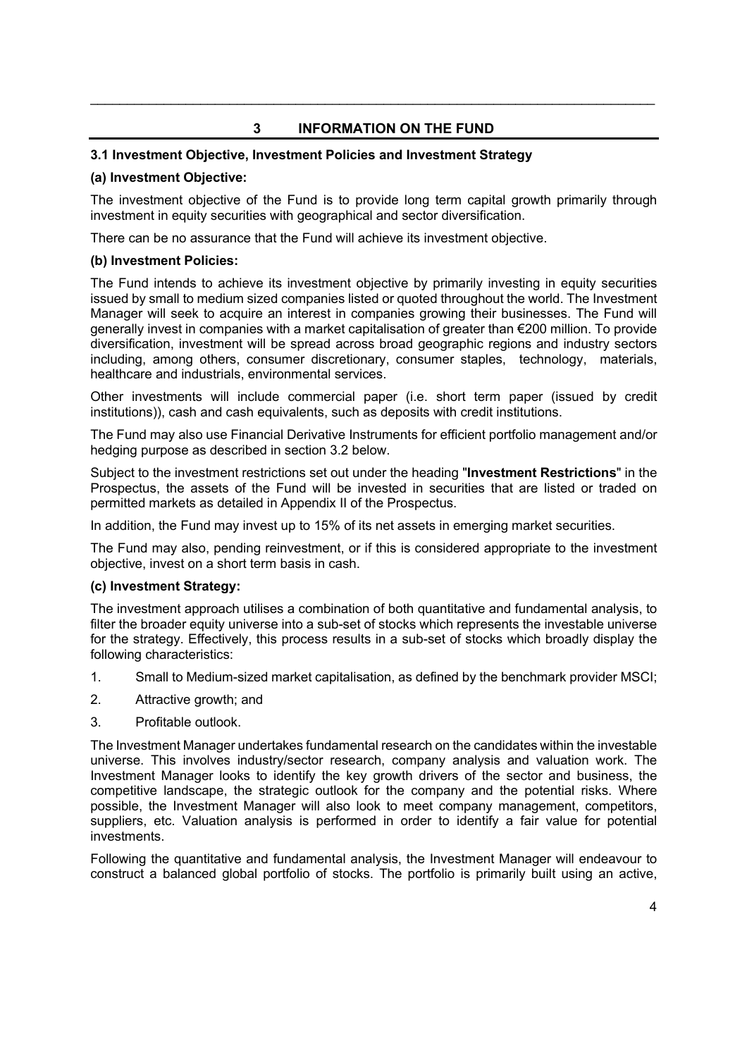## 3 INFORMATION ON THE FUND

### 3.1 Investment Objective, Investment Policies and Investment Strategy

**(a) Investment Objective:**

The investment objective of the Fund is to provide long term capital growth primarily through investment in equity securities with geographical and sector diversification.

There can be no assurance that the Fund will achieve its investment objective.

**(b) Investment Policies:**

The Fund intends to achieve its investment objective by primarily investing in equity securities issued by small to medium sized companies listed or quoted throughout the world. The Investment Manager will seek to acquire an interest in companies growing their businesses. The Fund will generally invest in companies with a market capitalisation of greater than €200 million. To provide diversification, investment will be spread across broad geographic regions and industry sectors including, among others, consumer discretionary, consumer staples, technology, materials, healthcare and industrials, environmental services.

Other investments will include commercial paper (i.e. short term paper (issued by credit institutions)), cash and cash equivalents, such as deposits with credit institutions.

The Fund may also use Financial Derivative Instruments for efficient portfolio management and/or hedging purpose as described in section 3.2 below.

Subject to the investment restrictions set out under the heading "**Investment Restrictions**" in the Prospectus, the assets of the Fund will be invested in securities that are listed or traded on permitted markets as detailed in Appendix II of the Prospectus.

In addition, the Fund may invest up to 15% of its net assets in emerging market securities.

The Fund may also, pending reinvestment, or if this is considered appropriate to the investment objective, invest on a short term basis in cash.

**(c) Investment Strategy:**

The investment approach utilises a combination of both quantitative and fundamental analysis, to filter the broader equity universe into a sub-set of stocks which represents the investable universe for the strategy. Effectively, this process results in a sub-set of stocks which broadly display the following characteristics:

1. Small to Medium-sized market capitalisation, as defined by the benchmark provider MSCI;
2. Attractive growth; and
3. Profitable outlook.

The Investment Manager undertakes fundamental research on the candidates within the investable universe. This involves industry/sector research, company analysis and valuation work. The Investment Manager looks to identify the key growth drivers of the sector and business, the competitive landscape, the strategic outlook for the company and the potential risks. Where possible, the Investment Manager will also look to meet company management, competitors, suppliers, etc. Valuation analysis is performed in order to identify a fair value for potential investments.

Following the quantitative and fundamental analysis, the Investment Manager will endeavour to construct a balanced global portfolio of stocks. The portfolio is primarily built using an active,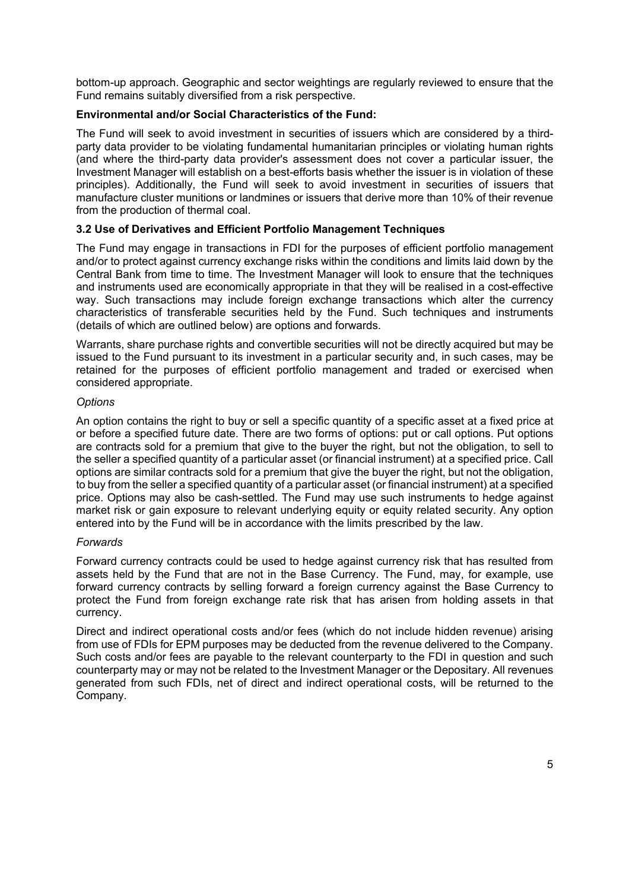bottom-up approach. Geographic and sector weightings are regularly reviewed to ensure that the Fund remains suitably diversified from a risk perspective.

**Environmental and/or Social Characteristics of the Fund:**

The Fund will seek to avoid investment in securities of issuers which are considered by a third-party data provider to be violating fundamental humanitarian principles or violating human rights (and where the third-party data provider's assessment does not cover a particular issuer, the Investment Manager will establish on a best-efforts basis whether the issuer is in violation of these principles). Additionally, the Fund will seek to avoid investment in securities of issuers that manufacture cluster munitions or landmines or issuers that derive more than 10% of their revenue from the production of thermal coal.

### 3.2 Use of Derivatives and Efficient Portfolio Management Techniques

The Fund may engage in transactions in FDI for the purposes of efficient portfolio management and/or to protect against currency exchange risks within the conditions and limits laid down by the Central Bank from time to time. The Investment Manager will look to ensure that the techniques and instruments used are economically appropriate in that they will be realised in a cost-effective way. Such transactions may include foreign exchange transactions which alter the currency characteristics of transferable securities held by the Fund. Such techniques and instruments (details of which are outlined below) are options and forwards.

Warrants, share purchase rights and convertible securities will not be directly acquired but may be issued to the Fund pursuant to its investment in a particular security and, in such cases, may be retained for the purposes of efficient portfolio management and traded or exercised when considered appropriate.

*Options*

An option contains the right to buy or sell a specific quantity of a specific asset at a fixed price at or before a specified future date. There are two forms of options: put or call options. Put options are contracts sold for a premium that give to the buyer the right, but not the obligation, to sell to the seller a specified quantity of a particular asset (or financial instrument) at a specified price. Call options are similar contracts sold for a premium that give the buyer the right, but not the obligation, to buy from the seller a specified quantity of a particular asset (or financial instrument) at a specified price. Options may also be cash-settled. The Fund may use such instruments to hedge against market risk or gain exposure to relevant underlying equity or equity related security. Any option entered into by the Fund will be in accordance with the limits prescribed by the law.

*Forwards*

Forward currency contracts could be used to hedge against currency risk that has resulted from assets held by the Fund that are not in the Base Currency. The Fund, may, for example, use forward currency contracts by selling forward a foreign currency against the Base Currency to protect the Fund from foreign exchange rate risk that has arisen from holding assets in that currency.

Direct and indirect operational costs and/or fees (which do not include hidden revenue) arising from use of FDIs for EPM purposes may be deducted from the revenue delivered to the Company. Such costs and/or fees are payable to the relevant counterparty to the FDI in question and such counterparty may or may not be related to the Investment Manager or the Depositary. All revenues generated from such FDIs, net of direct and indirect operational costs, will be returned to the Company.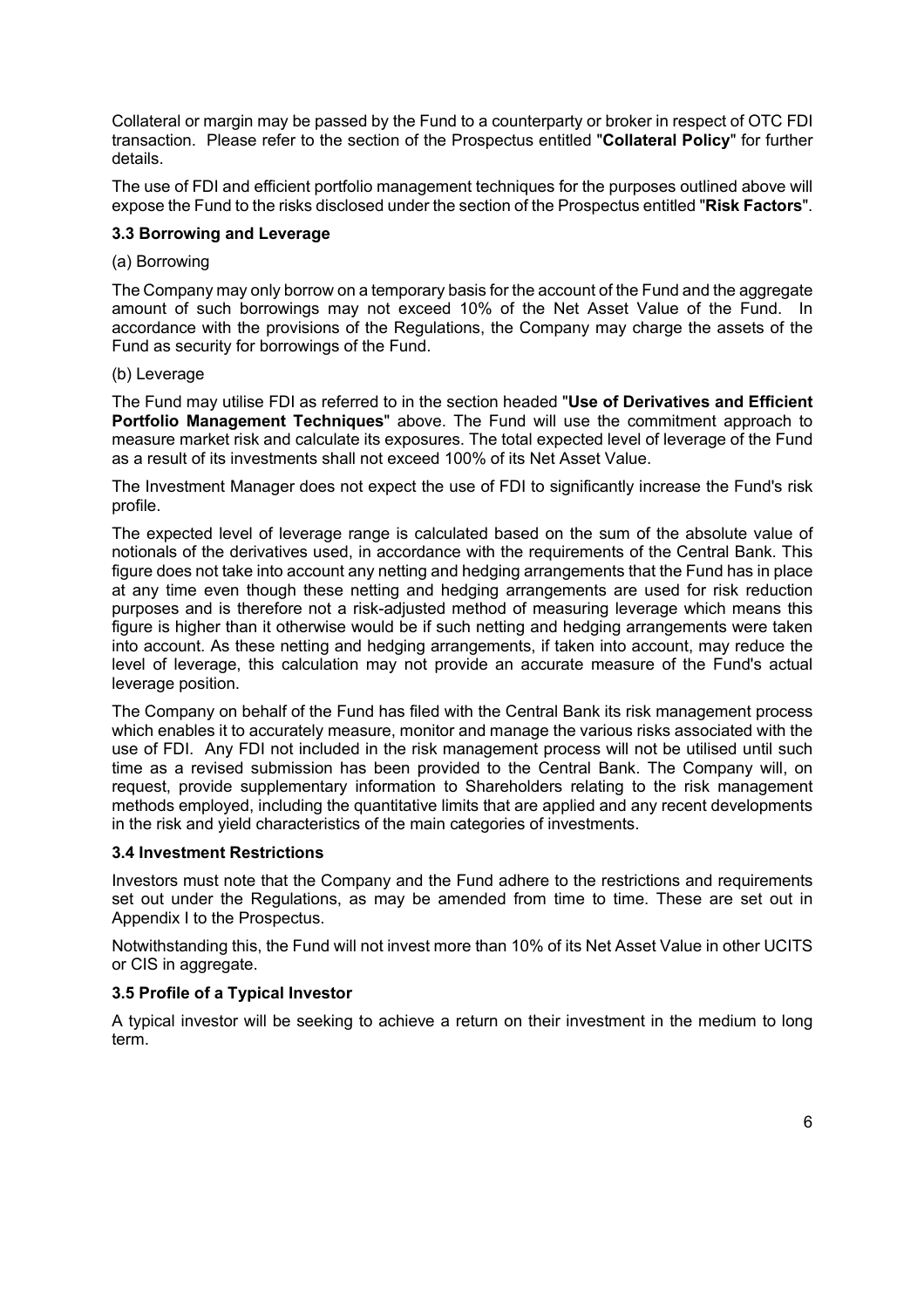Collateral or margin may be passed by the Fund to a counterparty or broker in respect of OTC FDI transaction. Please refer to the section of the Prospectus entitled "**Collateral Policy**" for further details.

The use of FDI and efficient portfolio management techniques for the purposes outlined above will expose the Fund to the risks disclosed under the section of the Prospectus entitled "**Risk Factors**".

### 3.3 Borrowing and Leverage

(a) Borrowing

The Company may only borrow on a temporary basis for the account of the Fund and the aggregate amount of such borrowings may not exceed 10% of the Net Asset Value of the Fund. In accordance with the provisions of the Regulations, the Company may charge the assets of the Fund as security for borrowings of the Fund.

(b) Leverage

The Fund may utilise FDI as referred to in the section headed "**Use of Derivatives and Efficient Portfolio Management Techniques**" above. The Fund will use the commitment approach to measure market risk and calculate its exposures. The total expected level of leverage of the Fund as a result of its investments shall not exceed 100% of its Net Asset Value.

The Investment Manager does not expect the use of FDI to significantly increase the Fund's risk profile.

The expected level of leverage range is calculated based on the sum of the absolute value of notionals of the derivatives used, in accordance with the requirements of the Central Bank. This figure does not take into account any netting and hedging arrangements that the Fund has in place at any time even though these netting and hedging arrangements are used for risk reduction purposes and is therefore not a risk-adjusted method of measuring leverage which means this figure is higher than it otherwise would be if such netting and hedging arrangements were taken into account. As these netting and hedging arrangements, if taken into account, may reduce the level of leverage, this calculation may not provide an accurate measure of the Fund's actual leverage position.

The Company on behalf of the Fund has filed with the Central Bank its risk management process which enables it to accurately measure, monitor and manage the various risks associated with the use of FDI. Any FDI not included in the risk management process will not be utilised until such time as a revised submission has been provided to the Central Bank. The Company will, on request, provide supplementary information to Shareholders relating to the risk management methods employed, including the quantitative limits that are applied and any recent developments in the risk and yield characteristics of the main categories of investments.

### 3.4 Investment Restrictions

Investors must note that the Company and the Fund adhere to the restrictions and requirements set out under the Regulations, as may be amended from time to time. These are set out in Appendix I to the Prospectus.

Notwithstanding this, the Fund will not invest more than 10% of its Net Asset Value in other UCITS or CIS in aggregate.

### 3.5 Profile of a Typical Investor

A typical investor will be seeking to achieve a return on their investment in the medium to long term.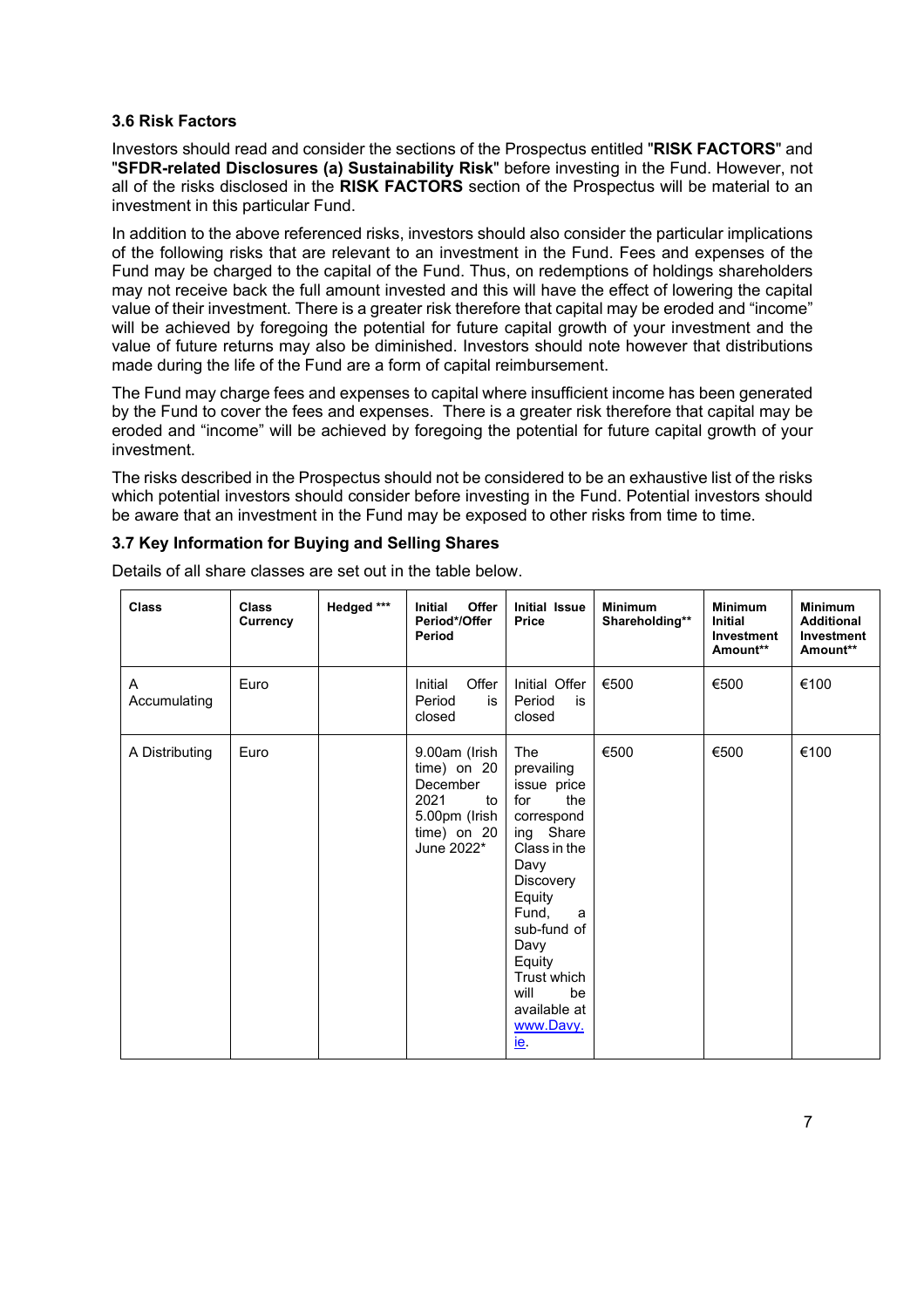### 3.6 Risk Factors

Investors should read and consider the sections of the Prospectus entitled "**RISK FACTORS**" and "**SFDR-related Disclosures (a) Sustainability Risk**" before investing in the Fund. However, not all of the risks disclosed in the **RISK FACTORS** section of the Prospectus will be material to an investment in this particular Fund.

In addition to the above referenced risks, investors should also consider the particular implications of the following risks that are relevant to an investment in the Fund. Fees and expenses of the Fund may be charged to the capital of the Fund. Thus, on redemptions of holdings shareholders may not receive back the full amount invested and this will have the effect of lowering the capital value of their investment. There is a greater risk therefore that capital may be eroded and "income" will be achieved by foregoing the potential for future capital growth of your investment and the value of future returns may also be diminished. Investors should note however that distributions made during the life of the Fund are a form of capital reimbursement.

The Fund may charge fees and expenses to capital where insufficient income has been generated by the Fund to cover the fees and expenses. There is a greater risk therefore that capital may be eroded and "income" will be achieved by foregoing the potential for future capital growth of your investment.

The risks described in the Prospectus should not be considered to be an exhaustive list of the risks which potential investors should consider before investing in the Fund. Potential investors should be aware that an investment in the Fund may be exposed to other risks from time to time.

### 3.7 Key Information for Buying and Selling Shares

Details of all share classes are set out in the table below.

| Class | Class Currency | Hedged *** | Initial Offer Period*/Offer Period | Initial Issue Price | Minimum Shareholding** | Minimum Initial Investment Amount** | Minimum Additional Investment Amount** |
|---|---|---|---|---|---|---|---|
| A Accumulating | Euro | | Initial Offer Period is closed | Initial Offer Period is closed | €500 | €500 | €100 |
| A Distributing | Euro | | 9.00am (Irish time) on 20 December 2021 to 5.00pm (Irish time) on 20 June 2022* | The prevailing issue price for the corresponding Share Class in the Davy Discovery Equity Fund, a sub-fund of Davy Equity Trust which will be available at www.Davy.ie. | €500 | €500 | €100 |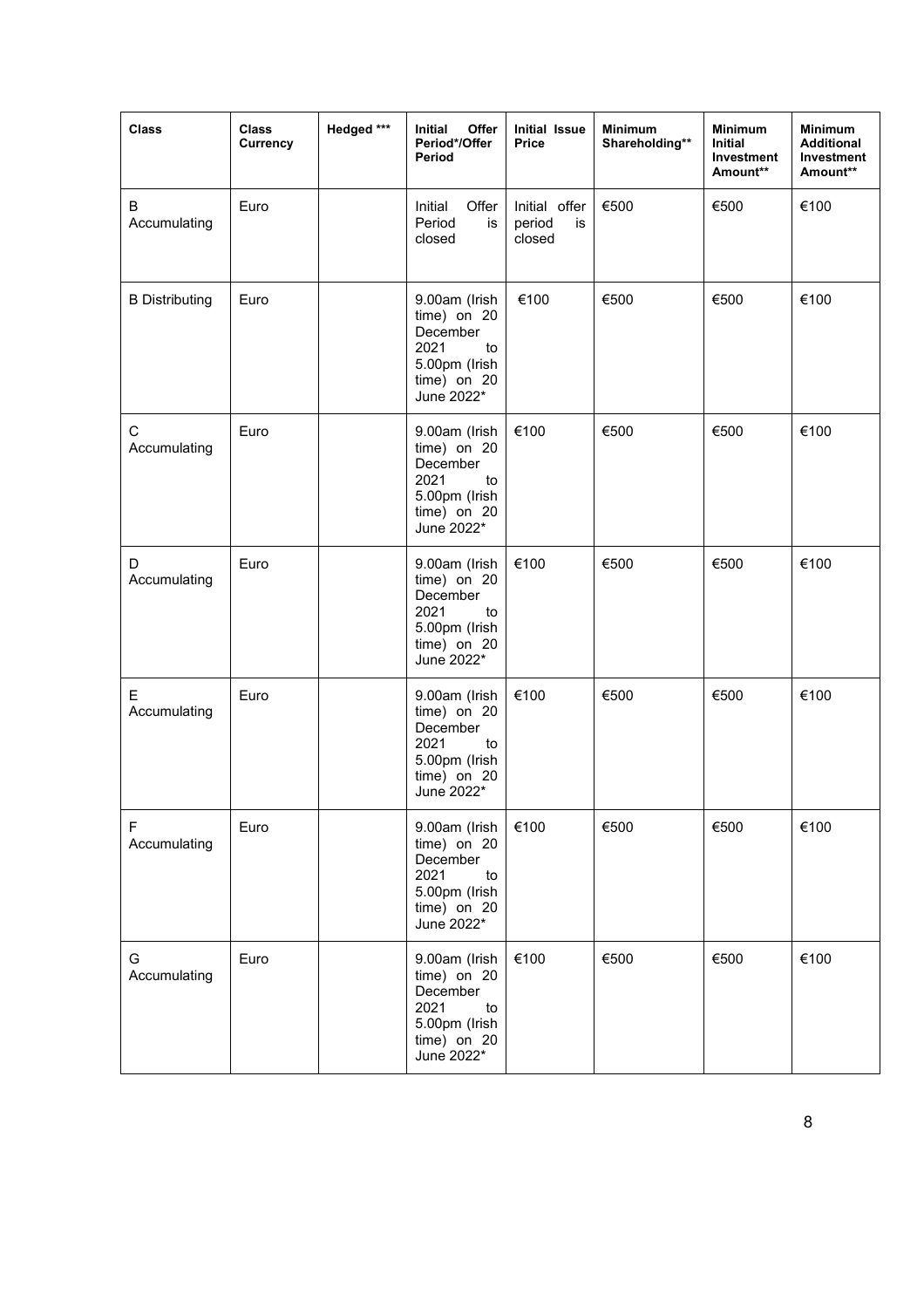| Class | Class Currency | Hedged *** | Initial Offer Period*/Offer Period | Initial Issue Price | Minimum Shareholding** | Minimum Initial Investment Amount** | Minimum Additional Investment Amount** |
|---|---|---|---|---|---|---|---|
| B Accumulating | Euro | | Initial Offer Period is closed | Initial offer period is closed | €500 | €500 | €100 |
| B Distributing | Euro | | 9.00am (Irish time) on 20 December 2021 to 5.00pm (Irish time) on 20 June 2022* | €100 | €500 | €500 | €100 |
| C Accumulating | Euro | | 9.00am (Irish time) on 20 December 2021 to 5.00pm (Irish time) on 20 June 2022* | €100 | €500 | €500 | €100 |
| D Accumulating | Euro | | 9.00am (Irish time) on 20 December 2021 to 5.00pm (Irish time) on 20 June 2022* | €100 | €500 | €500 | €100 |
| E Accumulating | Euro | | 9.00am (Irish time) on 20 December 2021 to 5.00pm (Irish time) on 20 June 2022* | €100 | €500 | €500 | €100 |
| F Accumulating | Euro | | 9.00am (Irish time) on 20 December 2021 to 5.00pm (Irish time) on 20 June 2022* | €100 | €500 | €500 | €100 |
| G Accumulating | Euro | | 9.00am (Irish time) on 20 December 2021 to 5.00pm (Irish time) on 20 June 2022* | €100 | €500 | €500 | €100 |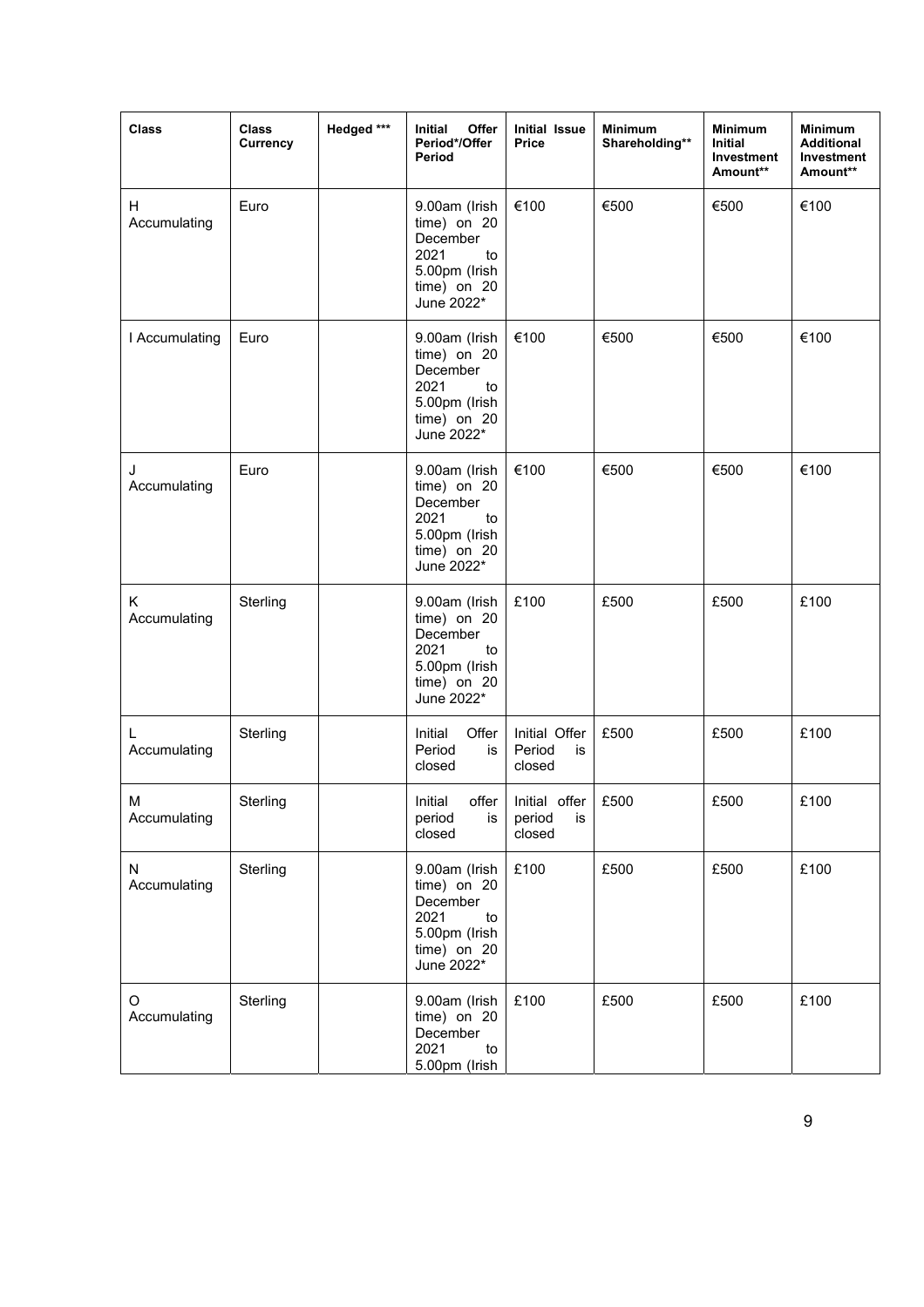| Class | Class Currency | Hedged *** | Initial Offer Period*/Offer Period | Initial Issue Price | Minimum Shareholding** | Minimum Initial Investment Amount** | Minimum Additional Investment Amount** |
|---|---|---|---|---|---|---|---|
| H Accumulating | Euro | | 9.00am (Irish time) on 20 December 2021 to 5.00pm (Irish time) on 20 June 2022* | €100 | €500 | €500 | €100 |
| I Accumulating | Euro | | 9.00am (Irish time) on 20 December 2021 to 5.00pm (Irish time) on 20 June 2022* | €100 | €500 | €500 | €100 |
| J Accumulating | Euro | | 9.00am (Irish time) on 20 December 2021 to 5.00pm (Irish time) on 20 June 2022* | €100 | €500 | €500 | €100 |
| K Accumulating | Sterling | | 9.00am (Irish time) on 20 December 2021 to 5.00pm (Irish time) on 20 June 2022* | £100 | £500 | £500 | £100 |
| L Accumulating | Sterling | | Initial Offer Period is closed | Initial Offer Period is closed | £500 | £500 | £100 |
| M Accumulating | Sterling | | Initial offer period is closed | Initial offer period is closed | £500 | £500 | £100 |
| N Accumulating | Sterling | | 9.00am (Irish time) on 20 December 2021 to 5.00pm (Irish time) on 20 June 2022* | £100 | £500 | £500 | £100 |
| O Accumulating | Sterling | | 9.00am (Irish time) on 20 December 2021 to 5.00pm (Irish | £100 | £500 | £500 | £100 |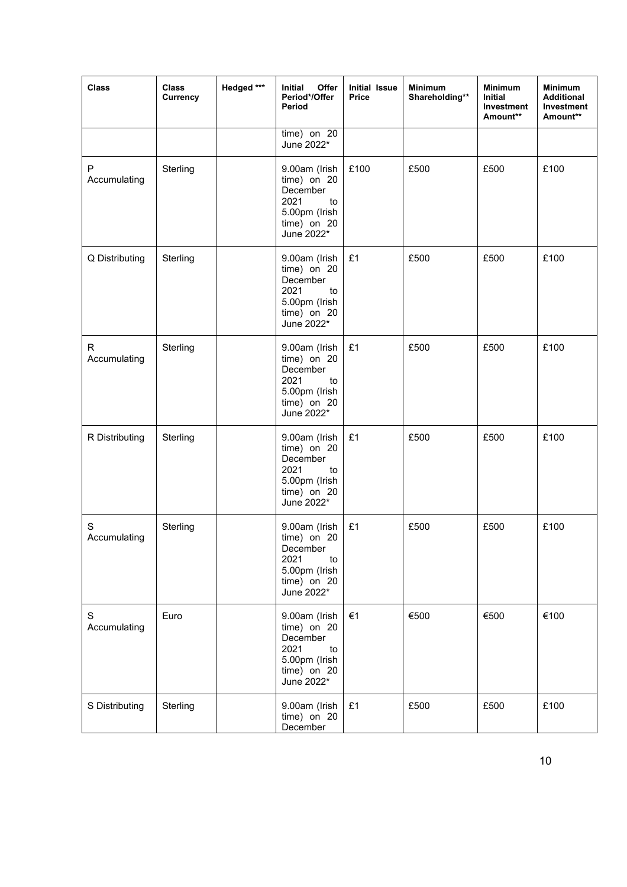| Class | Class Currency | Hedged *** | Initial Offer Period*/Offer Period | Initial Issue Price | Minimum Shareholding** | Minimum Initial Investment Amount** | Minimum Additional Investment Amount** |
|---|---|---|---|---|---|---|---|
| | | | time) on 20 June 2022* | | | | |
| P Accumulating | Sterling | | 9.00am (Irish time) on 20 December 2021 to 5.00pm (Irish time) on 20 June 2022* | £100 | £500 | £500 | £100 |
| Q Distributing | Sterling | | 9.00am (Irish time) on 20 December 2021 to 5.00pm (Irish time) on 20 June 2022* | £1 | £500 | £500 | £100 |
| R Accumulating | Sterling | | 9.00am (Irish time) on 20 December 2021 to 5.00pm (Irish time) on 20 June 2022* | £1 | £500 | £500 | £100 |
| R Distributing | Sterling | | 9.00am (Irish time) on 20 December 2021 to 5.00pm (Irish time) on 20 June 2022* | £1 | £500 | £500 | £100 |
| S Accumulating | Sterling | | 9.00am (Irish time) on 20 December 2021 to 5.00pm (Irish time) on 20 June 2022* | £1 | £500 | £500 | £100 |
| S Accumulating | Euro | | 9.00am (Irish time) on 20 December 2021 to 5.00pm (Irish time) on 20 June 2022* | €1 | €500 | €500 | €100 |
| S Distributing | Sterling | | 9.00am (Irish time) on 20 December | £1 | £500 | £500 | £100 |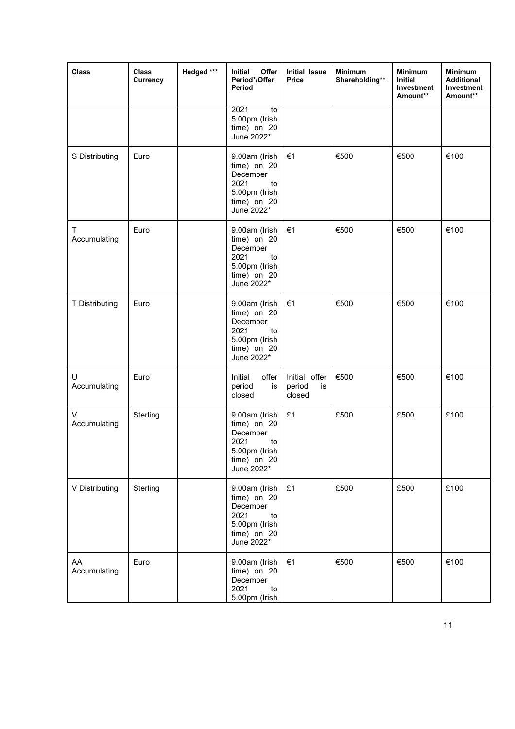| Class | Class Currency | Hedged *** | Initial Offer Period*/Offer Period | Initial Issue Price | Minimum Shareholding** | Minimum Initial Investment Amount** | Minimum Additional Investment Amount** |
|---|---|---|---|---|---|---|---|
| | | | 2021 to 5.00pm (Irish time) on 20 June 2022* | | | | |
| S Distributing | Euro | | 9.00am (Irish time) on 20 December 2021 to 5.00pm (Irish time) on 20 June 2022* | €1 | €500 | €500 | €100 |
| T Accumulating | Euro | | 9.00am (Irish time) on 20 December 2021 to 5.00pm (Irish time) on 20 June 2022* | €1 | €500 | €500 | €100 |
| T Distributing | Euro | | 9.00am (Irish time) on 20 December 2021 to 5.00pm (Irish time) on 20 June 2022* | €1 | €500 | €500 | €100 |
| U Accumulating | Euro | | Initial offer period is closed | Initial offer period is closed | €500 | €500 | €100 |
| V Accumulating | Sterling | | 9.00am (Irish time) on 20 December 2021 to 5.00pm (Irish time) on 20 June 2022* | £1 | £500 | £500 | £100 |
| V Distributing | Sterling | | 9.00am (Irish time) on 20 December 2021 to 5.00pm (Irish time) on 20 June 2022* | £1 | £500 | £500 | £100 |
| AA Accumulating | Euro | | 9.00am (Irish time) on 20 December 2021 to 5.00pm (Irish | €1 | €500 | €500 | €100 |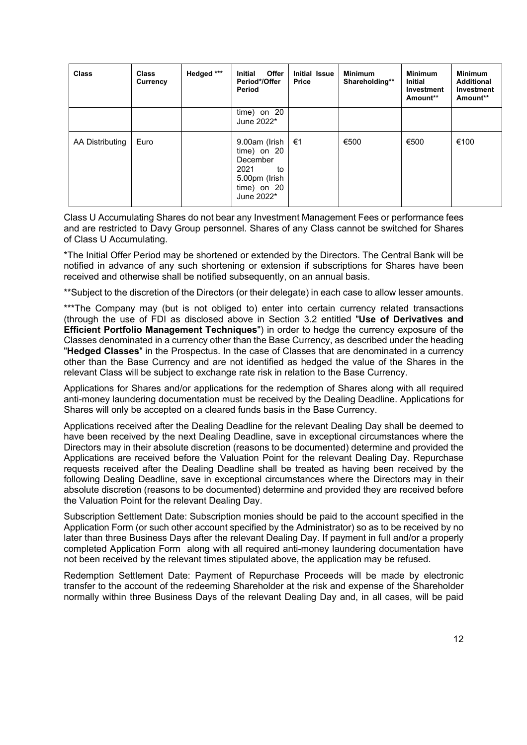| Class | Class Currency | Hedged *** | Initial Offer Period*/Offer Period | Initial Issue Price | Minimum Shareholding** | Minimum Initial Investment Amount** | Minimum Additional Investment Amount** |
|---|---|---|---|---|---|---|---|
| | | | time) on 20 June 2022* | | | | |
| AA Distributing | Euro | | 9.00am (Irish time) on 20 December 2021 to 5.00pm (Irish time) on 20 June 2022* | €1 | €500 | €500 | €100 |

Class U Accumulating Shares do not bear any Investment Management Fees or performance fees and are restricted to Davy Group personnel. Shares of any Class cannot be switched for Shares of Class U Accumulating.

*The Initial Offer Period may be shortened or extended by the Directors. The Central Bank will be notified in advance of any such shortening or extension if subscriptions for Shares have been received and otherwise shall be notified subsequently, on an annual basis.

**Subject to the discretion of the Directors (or their delegate) in each case to allow lesser amounts.

***The Company may (but is not obliged to) enter into certain currency related transactions (through the use of FDI as disclosed above in Section 3.2 entitled "**Use of Derivatives and Efficient Portfolio Management Techniques**") in order to hedge the currency exposure of the Classes denominated in a currency other than the Base Currency, as described under the heading "**Hedged Classes**" in the Prospectus. In the case of Classes that are denominated in a currency other than the Base Currency and are not identified as hedged the value of the Shares in the relevant Class will be subject to exchange rate risk in relation to the Base Currency.

Applications for Shares and/or applications for the redemption of Shares along with all required anti-money laundering documentation must be received by the Dealing Deadline. Applications for Shares will only be accepted on a cleared funds basis in the Base Currency.

Applications received after the Dealing Deadline for the relevant Dealing Day shall be deemed to have been received by the next Dealing Deadline, save in exceptional circumstances where the Directors may in their absolute discretion (reasons to be documented) determine and provided the Applications are received before the Valuation Point for the relevant Dealing Day. Repurchase requests received after the Dealing Deadline shall be treated as having been received by the following Dealing Deadline, save in exceptional circumstances where the Directors may in their absolute discretion (reasons to be documented) determine and provided they are received before the Valuation Point for the relevant Dealing Day.

Subscription Settlement Date: Subscription monies should be paid to the account specified in the Application Form (or such other account specified by the Administrator) so as to be received by no later than three Business Days after the relevant Dealing Day. If payment in full and/or a properly completed Application Form along with all required anti-money laundering documentation have not been received by the relevant times stipulated above, the application may be refused.

Redemption Settlement Date: Payment of Repurchase Proceeds will be made by electronic transfer to the account of the redeeming Shareholder at the risk and expense of the Shareholder normally within three Business Days of the relevant Dealing Day and, in all cases, will be paid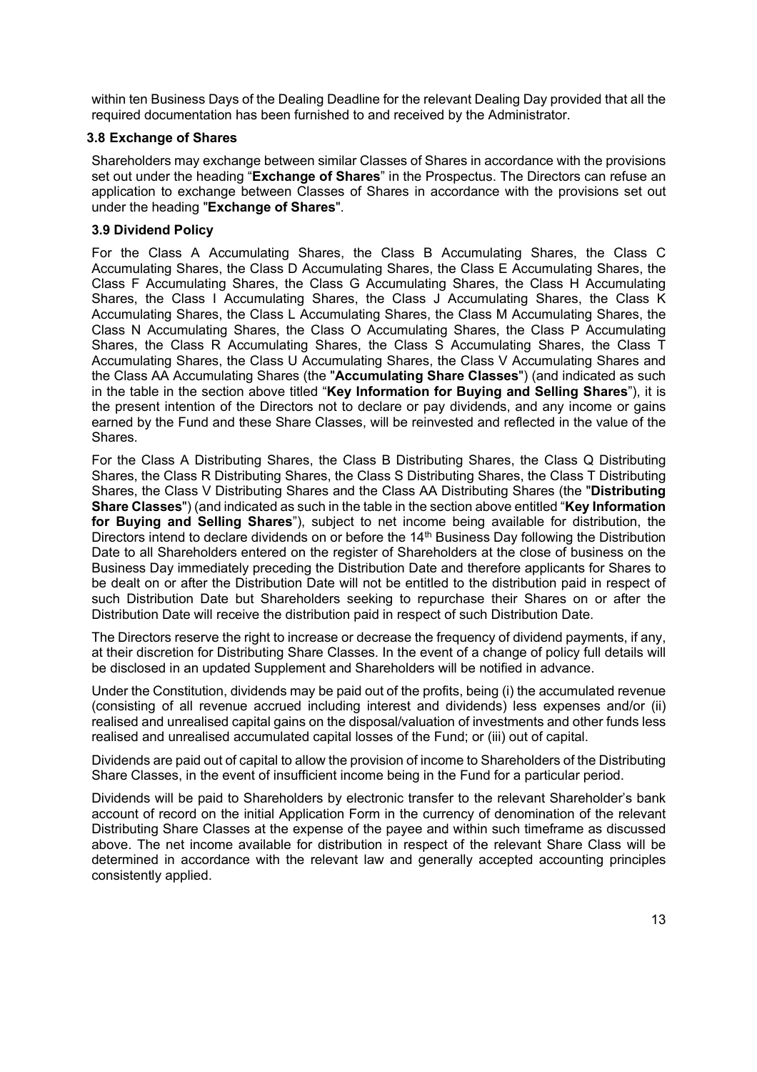within ten Business Days of the Dealing Deadline for the relevant Dealing Day provided that all the required documentation has been furnished to and received by the Administrator.

### 3.8 Exchange of Shares

Shareholders may exchange between similar Classes of Shares in accordance with the provisions set out under the heading "**Exchange of Shares**" in the Prospectus. The Directors can refuse an application to exchange between Classes of Shares in accordance with the provisions set out under the heading "**Exchange of Shares**".

### 3.9 Dividend Policy

For the Class A Accumulating Shares, the Class B Accumulating Shares, the Class C Accumulating Shares, the Class D Accumulating Shares, the Class E Accumulating Shares, the Class F Accumulating Shares, the Class G Accumulating Shares, the Class H Accumulating Shares, the Class I Accumulating Shares, the Class J Accumulating Shares, the Class K Accumulating Shares, the Class L Accumulating Shares, the Class M Accumulating Shares, the Class N Accumulating Shares, the Class O Accumulating Shares, the Class P Accumulating Shares, the Class R Accumulating Shares, the Class S Accumulating Shares, the Class T Accumulating Shares, the Class U Accumulating Shares, the Class V Accumulating Shares and the Class AA Accumulating Shares (the "**Accumulating Share Classes**") (and indicated as such in the table in the section above titled "**Key Information for Buying and Selling Shares**"), it is the present intention of the Directors not to declare or pay dividends, and any income or gains earned by the Fund and these Share Classes, will be reinvested and reflected in the value of the Shares.

For the Class A Distributing Shares, the Class B Distributing Shares, the Class Q Distributing Shares, the Class R Distributing Shares, the Class S Distributing Shares, the Class T Distributing Shares, the Class V Distributing Shares and the Class AA Distributing Shares (the "**Distributing Share Classes**") (and indicated as such in the table in the section above entitled "**Key Information for Buying and Selling Shares**"), subject to net income being available for distribution, the Directors intend to declare dividends on or before the 14th Business Day following the Distribution Date to all Shareholders entered on the register of Shareholders at the close of business on the Business Day immediately preceding the Distribution Date and therefore applicants for Shares to be dealt on or after the Distribution Date will not be entitled to the distribution paid in respect of such Distribution Date but Shareholders seeking to repurchase their Shares on or after the Distribution Date will receive the distribution paid in respect of such Distribution Date.

The Directors reserve the right to increase or decrease the frequency of dividend payments, if any, at their discretion for Distributing Share Classes. In the event of a change of policy full details will be disclosed in an updated Supplement and Shareholders will be notified in advance.

Under the Constitution, dividends may be paid out of the profits, being (i) the accumulated revenue (consisting of all revenue accrued including interest and dividends) less expenses and/or (ii) realised and unrealised capital gains on the disposal/valuation of investments and other funds less realised and unrealised accumulated capital losses of the Fund; or (iii) out of capital.

Dividends are paid out of capital to allow the provision of income to Shareholders of the Distributing Share Classes, in the event of insufficient income being in the Fund for a particular period.

Dividends will be paid to Shareholders by electronic transfer to the relevant Shareholder's bank account of record on the initial Application Form in the currency of denomination of the relevant Distributing Share Classes at the expense of the payee and within such timeframe as discussed above. The net income available for distribution in respect of the relevant Share Class will be determined in accordance with the relevant law and generally accepted accounting principles consistently applied.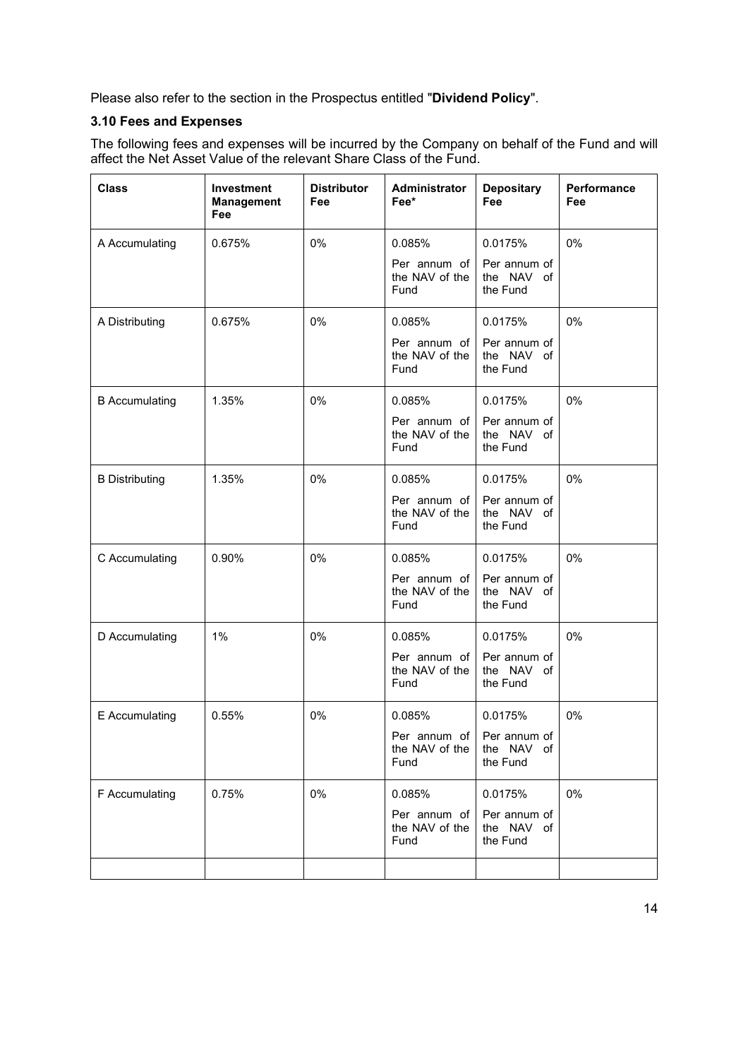Please also refer to the section in the Prospectus entitled "**Dividend Policy**".

### 3.10 Fees and Expenses

The following fees and expenses will be incurred by the Company on behalf of the Fund and will affect the Net Asset Value of the relevant Share Class of the Fund.

| Class | Investment Management Fee | Distributor Fee | Administrator Fee* | Depositary Fee | Performance Fee |
|---|---|---|---|---|---|
| A Accumulating | 0.675% | 0% | 0.085% Per annum of the NAV of the Fund | 0.0175% Per annum of the NAV of the Fund | 0% |
| A Distributing | 0.675% | 0% | 0.085% Per annum of the NAV of the Fund | 0.0175% Per annum of the NAV of the Fund | 0% |
| B Accumulating | 1.35% | 0% | 0.085% Per annum of the NAV of the Fund | 0.0175% Per annum of the NAV of the Fund | 0% |
| B Distributing | 1.35% | 0% | 0.085% Per annum of the NAV of the Fund | 0.0175% Per annum of the NAV of the Fund | 0% |
| C Accumulating | 0.90% | 0% | 0.085% Per annum of the NAV of the Fund | 0.0175% Per annum of the NAV of the Fund | 0% |
| D Accumulating | 1% | 0% | 0.085% Per annum of the NAV of the Fund | 0.0175% Per annum of the NAV of the Fund | 0% |
| E Accumulating | 0.55% | 0% | 0.085% Per annum of the NAV of the Fund | 0.0175% Per annum of the NAV of the Fund | 0% |
| F Accumulating | 0.75% | 0% | 0.085% Per annum of the NAV of the Fund | 0.0175% Per annum of the NAV of the Fund | 0% |
| | | | | | |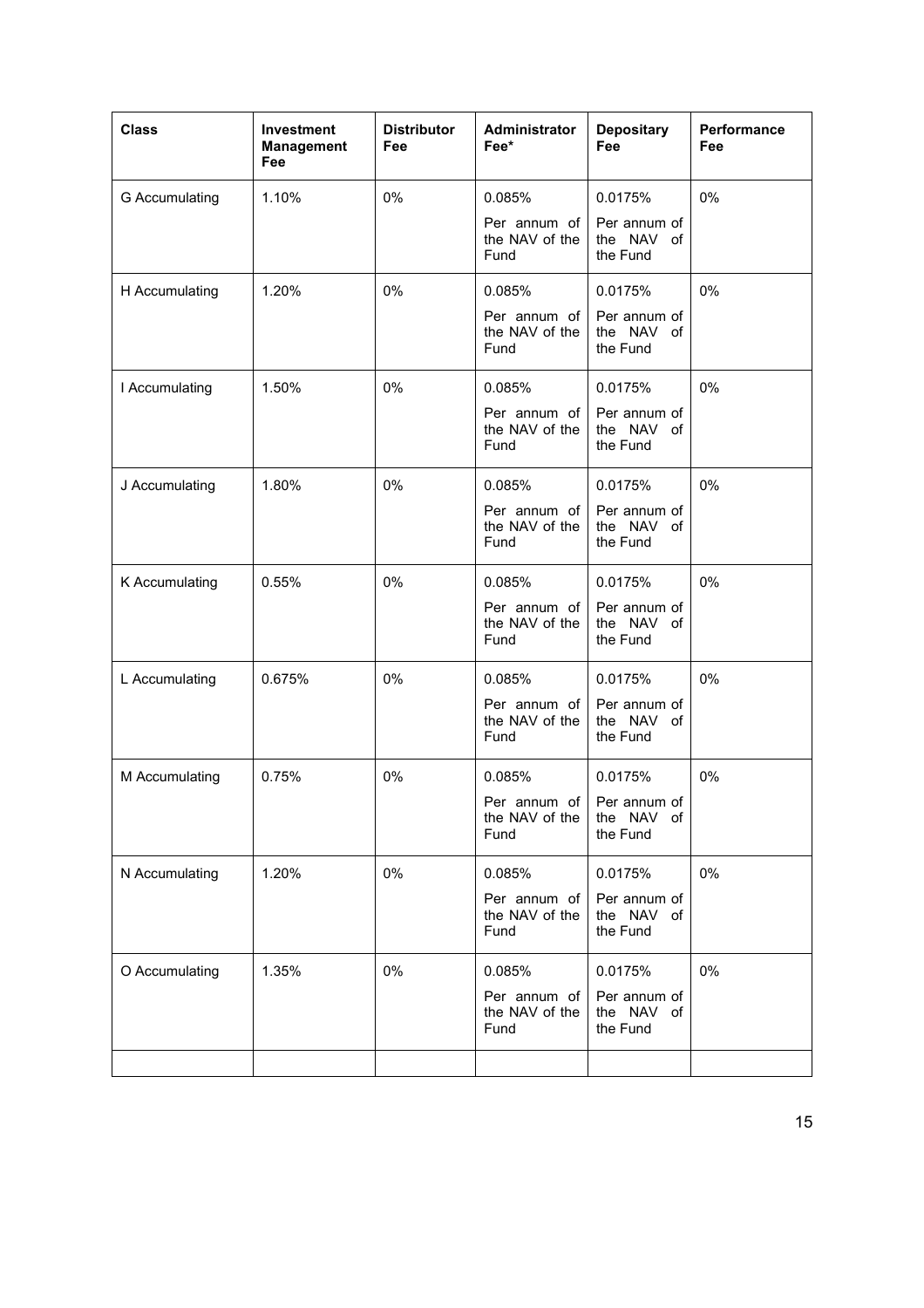| Class | Investment Management Fee | Distributor Fee | Administrator Fee* | Depositary Fee | Performance Fee |
|---|---|---|---|---|---|
| G Accumulating | 1.10% | 0% | 0.085% Per annum of the NAV of the Fund | 0.0175% Per annum of the NAV of the Fund | 0% |
| H Accumulating | 1.20% | 0% | 0.085% Per annum of the NAV of the Fund | 0.0175% Per annum of the NAV of the Fund | 0% |
| I Accumulating | 1.50% | 0% | 0.085% Per annum of the NAV of the Fund | 0.0175% Per annum of the NAV of the Fund | 0% |
| J Accumulating | 1.80% | 0% | 0.085% Per annum of the NAV of the Fund | 0.0175% Per annum of the NAV of the Fund | 0% |
| K Accumulating | 0.55% | 0% | 0.085% Per annum of the NAV of the Fund | 0.0175% Per annum of the NAV of the Fund | 0% |
| L Accumulating | 0.675% | 0% | 0.085% Per annum of the NAV of the Fund | 0.0175% Per annum of the NAV of the Fund | 0% |
| M Accumulating | 0.75% | 0% | 0.085% Per annum of the NAV of the Fund | 0.0175% Per annum of the NAV of the Fund | 0% |
| N Accumulating | 1.20% | 0% | 0.085% Per annum of the NAV of the Fund | 0.0175% Per annum of the NAV of the Fund | 0% |
| O Accumulating | 1.35% | 0% | 0.085% Per annum of the NAV of the Fund | 0.0175% Per annum of the NAV of the Fund | 0% |
| | | | | | |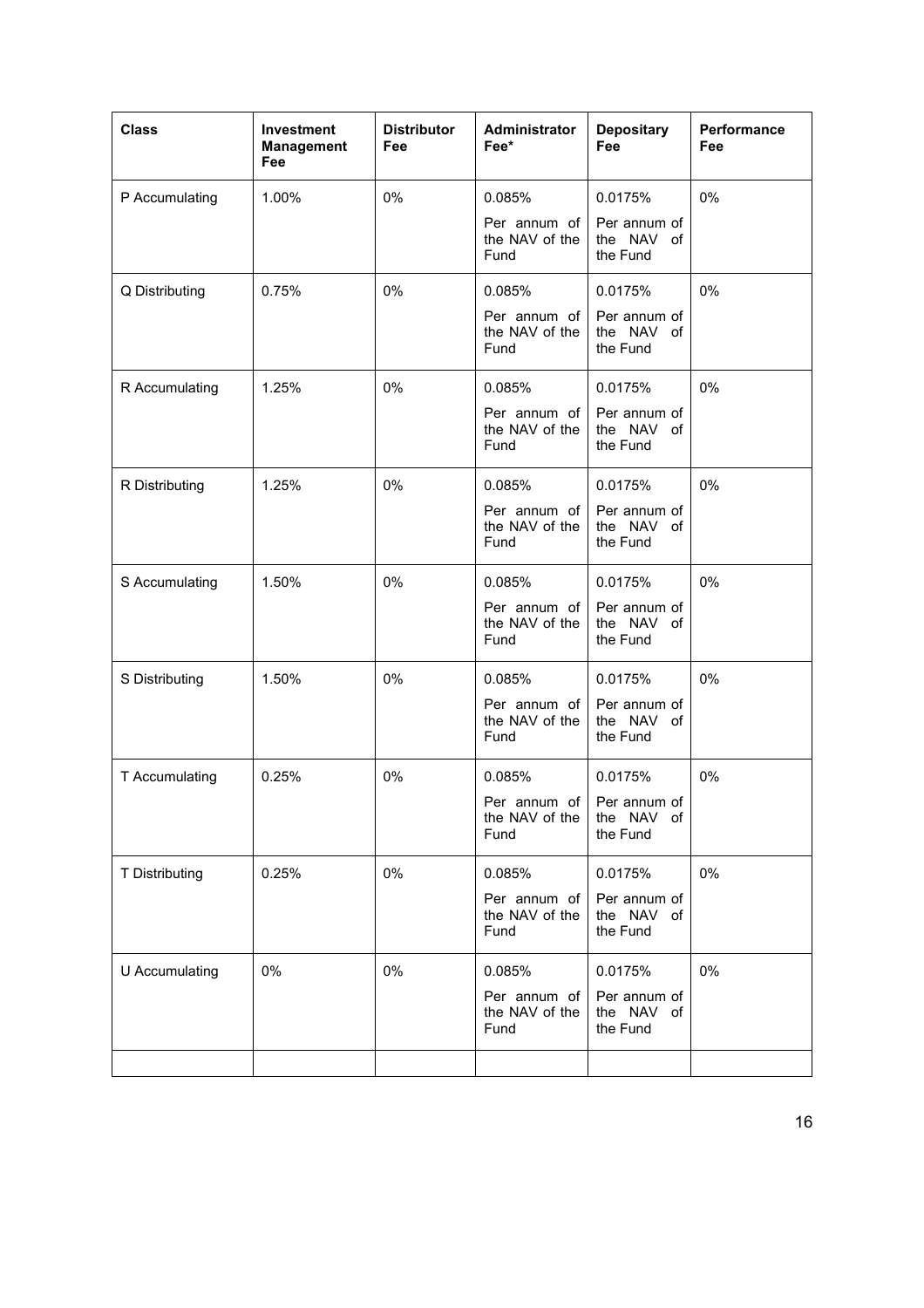| Class | Investment Management Fee | Distributor Fee | Administrator Fee* | Depositary Fee | Performance Fee |
|---|---|---|---|---|---|
| P Accumulating | 1.00% | 0% | 0.085% Per annum of the NAV of the Fund | 0.0175% Per annum of the NAV of the Fund | 0% |
| Q Distributing | 0.75% | 0% | 0.085% Per annum of the NAV of the Fund | 0.0175% Per annum of the NAV of the Fund | 0% |
| R Accumulating | 1.25% | 0% | 0.085% Per annum of the NAV of the Fund | 0.0175% Per annum of the NAV of the Fund | 0% |
| R Distributing | 1.25% | 0% | 0.085% Per annum of the NAV of the Fund | 0.0175% Per annum of the NAV of the Fund | 0% |
| S Accumulating | 1.50% | 0% | 0.085% Per annum of the NAV of the Fund | 0.0175% Per annum of the NAV of the Fund | 0% |
| S Distributing | 1.50% | 0% | 0.085% Per annum of the NAV of the Fund | 0.0175% Per annum of the NAV of the Fund | 0% |
| T Accumulating | 0.25% | 0% | 0.085% Per annum of the NAV of the Fund | 0.0175% Per annum of the NAV of the Fund | 0% |
| T Distributing | 0.25% | 0% | 0.085% Per annum of the NAV of the Fund | 0.0175% Per annum of the NAV of the Fund | 0% |
| U Accumulating | 0% | 0% | 0.085% Per annum of the NAV of the Fund | 0.0175% Per annum of the NAV of the Fund | 0% |
| | | | | | |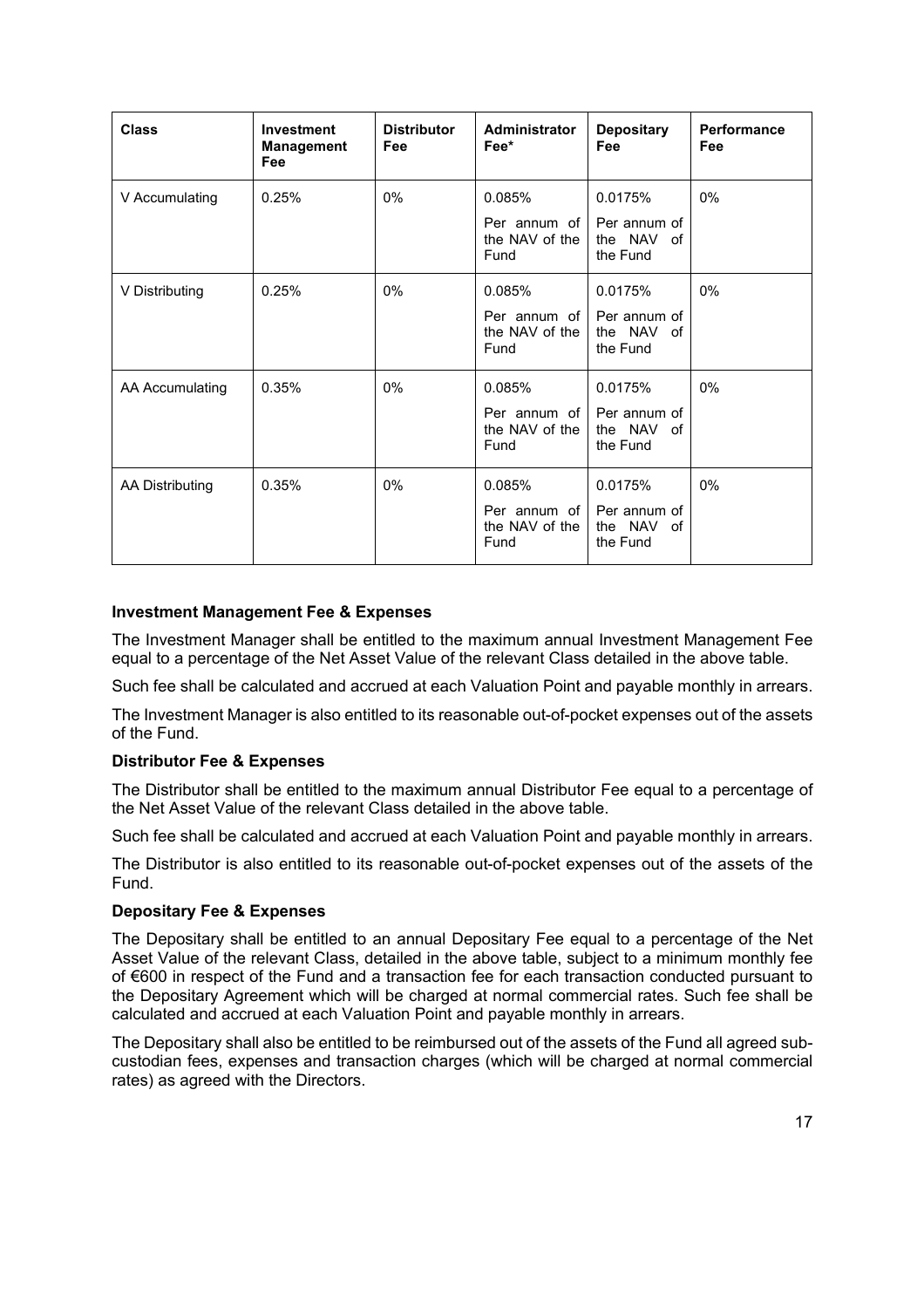| Class | Investment Management Fee | Distributor Fee | Administrator Fee* | Depositary Fee | Performance Fee |
|---|---|---|---|---|---|
| V Accumulating | 0.25% | 0% | 0.085% Per annum of the NAV of the Fund | 0.0175% Per annum of the NAV of the Fund | 0% |
| V Distributing | 0.25% | 0% | 0.085% Per annum of the NAV of the Fund | 0.0175% Per annum of the NAV of the Fund | 0% |
| AA Accumulating | 0.35% | 0% | 0.085% Per annum of the NAV of the Fund | 0.0175% Per annum of the NAV of the Fund | 0% |
| AA Distributing | 0.35% | 0% | 0.085% Per annum of the NAV of the Fund | 0.0175% Per annum of the NAV of the Fund | 0% |

**Investment Management Fee & Expenses**

The Investment Manager shall be entitled to the maximum annual Investment Management Fee equal to a percentage of the Net Asset Value of the relevant Class detailed in the above table.

Such fee shall be calculated and accrued at each Valuation Point and payable monthly in arrears.

The Investment Manager is also entitled to its reasonable out-of-pocket expenses out of the assets of the Fund.

**Distributor Fee & Expenses**

The Distributor shall be entitled to the maximum annual Distributor Fee equal to a percentage of the Net Asset Value of the relevant Class detailed in the above table.

Such fee shall be calculated and accrued at each Valuation Point and payable monthly in arrears.

The Distributor is also entitled to its reasonable out-of-pocket expenses out of the assets of the Fund.

**Depositary Fee & Expenses**

The Depositary shall be entitled to an annual Depositary Fee equal to a percentage of the Net Asset Value of the relevant Class, detailed in the above table, subject to a minimum monthly fee of €600 in respect of the Fund and a transaction fee for each transaction conducted pursuant to the Depositary Agreement which will be charged at normal commercial rates. Such fee shall be calculated and accrued at each Valuation Point and payable monthly in arrears.

The Depositary shall also be entitled to be reimbursed out of the assets of the Fund all agreed sub-custodian fees, expenses and transaction charges (which will be charged at normal commercial rates) as agreed with the Directors.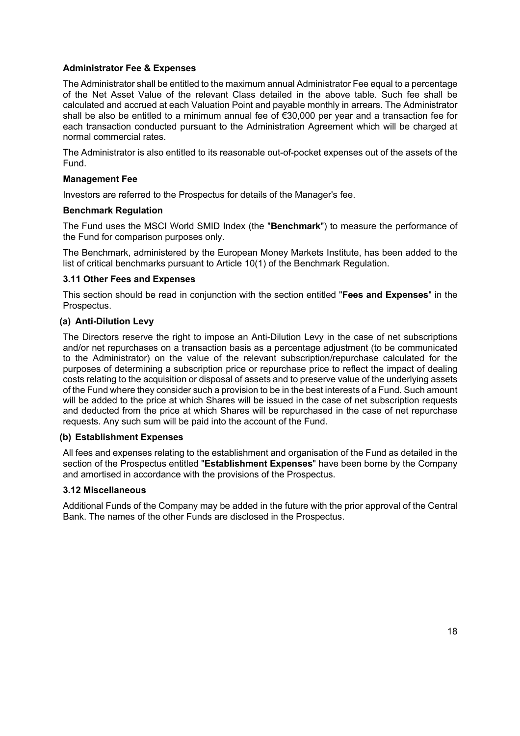**Administrator Fee & Expenses**

The Administrator shall be entitled to the maximum annual Administrator Fee equal to a percentage of the Net Asset Value of the relevant Class detailed in the above table. Such fee shall be calculated and accrued at each Valuation Point and payable monthly in arrears. The Administrator shall be also be entitled to a minimum annual fee of €30,000 per year and a transaction fee for each transaction conducted pursuant to the Administration Agreement which will be charged at normal commercial rates.

The Administrator is also entitled to its reasonable out-of-pocket expenses out of the assets of the Fund.

**Management Fee**

Investors are referred to the Prospectus for details of the Manager's fee.

**Benchmark Regulation**

The Fund uses the MSCI World SMID Index (the "**Benchmark**") to measure the performance of the Fund for comparison purposes only.

The Benchmark, administered by the European Money Markets Institute, has been added to the list of critical benchmarks pursuant to Article 10(1) of the Benchmark Regulation.

### 3.11 Other Fees and Expenses

This section should be read in conjunction with the section entitled "**Fees and Expenses**" in the Prospectus.

**(a) Anti-Dilution Levy**

The Directors reserve the right to impose an Anti-Dilution Levy in the case of net subscriptions and/or net repurchases on a transaction basis as a percentage adjustment (to be communicated to the Administrator) on the value of the relevant subscription/repurchase calculated for the purposes of determining a subscription price or repurchase price to reflect the impact of dealing costs relating to the acquisition or disposal of assets and to preserve value of the underlying assets of the Fund where they consider such a provision to be in the best interests of a Fund. Such amount will be added to the price at which Shares will be issued in the case of net subscription requests and deducted from the price at which Shares will be repurchased in the case of net repurchase requests. Any such sum will be paid into the account of the Fund.

**(b) Establishment Expenses**

All fees and expenses relating to the establishment and organisation of the Fund as detailed in the section of the Prospectus entitled "**Establishment Expenses**" have been borne by the Company and amortised in accordance with the provisions of the Prospectus.

### 3.12 Miscellaneous

Additional Funds of the Company may be added in the future with the prior approval of the Central Bank. The names of the other Funds are disclosed in the Prospectus.